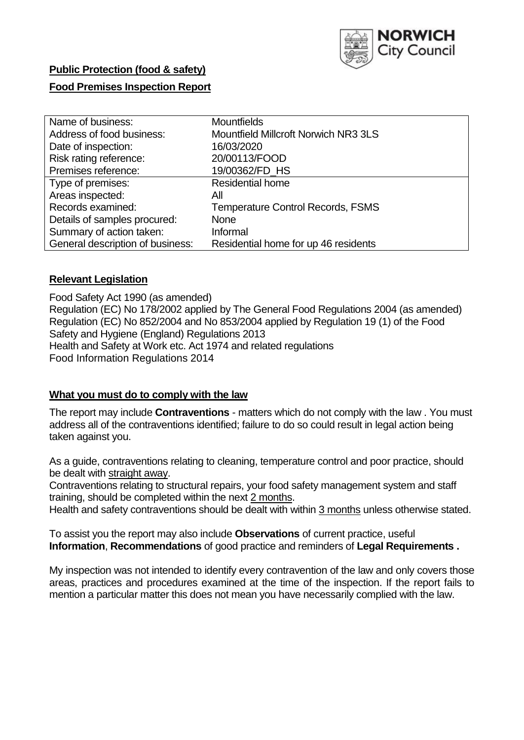**Public Protection (food & safety)**

**Food Premises Inspection Report**

| Name of business: | Mountfields |
|---|---|
| Address of food business: | Mountfield Millcroft Norwich NR3 3LS |
| Date of inspection: | 16/03/2020 |
| Risk rating reference: | 20/00113/FOOD |
| Premises reference: | 19/00362/FD_HS |
| Type of premises: | Residential home |
| Areas inspected: | All |
| Records examined: | Temperature Control Records, FSMS |
| Details of samples procured: | None |
| Summary of action taken: | Informal |
| General description of business: | Residential home for up 46 residents |

## Relevant Legislation

Food Safety Act 1990 (as amended)
Regulation (EC) No 178/2002 applied by The General Food Regulations 2004 (as amended)
Regulation (EC) No 852/2004 and No 853/2004 applied by Regulation 19 (1) of the Food Safety and Hygiene (England) Regulations 2013
Health and Safety at Work etc. Act 1974 and related regulations
Food Information Regulations 2014

## What you must do to comply with the law

The report may include **Contraventions** - matters which do not comply with the law . You must address all of the contraventions identified; failure to do so could result in legal action being taken against you.

As a guide, contraventions relating to cleaning, temperature control and poor practice, should be dealt with straight away.
Contraventions relating to structural repairs, your food safety management system and staff training, should be completed within the next 2 months.
Health and safety contraventions should be dealt with within 3 months unless otherwise stated.

To assist you the report may also include **Observations** of current practice, useful **Information**, **Recommendations** of good practice and reminders of **Legal Requirements .**

My inspection was not intended to identify every contravention of the law and only covers those areas, practices and procedures examined at the time of the inspection. If the report fails to mention a particular matter this does not mean you have necessarily complied with the law.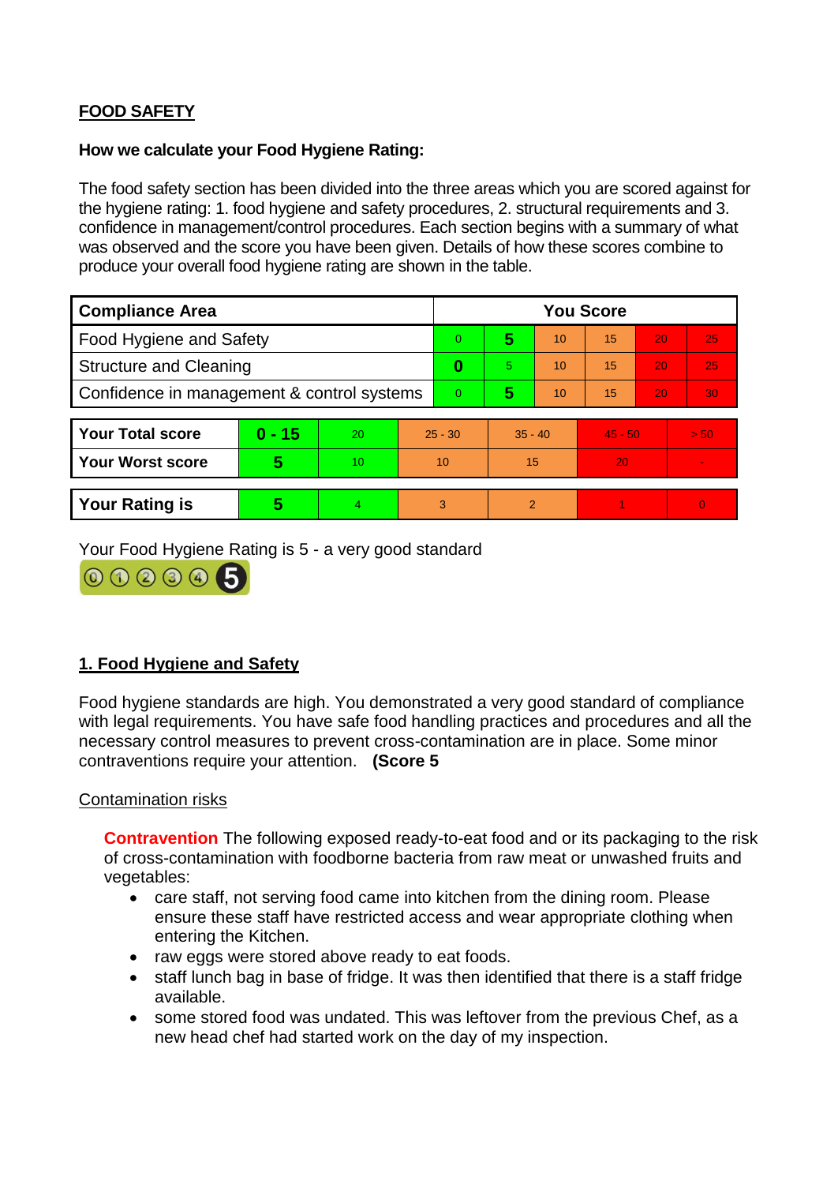**FOOD SAFETY**

**How we calculate your Food Hygiene Rating:**

The food safety section has been divided into the three areas which you are scored against for the hygiene rating: 1. food hygiene and safety procedures, 2. structural requirements and 3. confidence in management/control procedures. Each section begins with a summary of what was observed and the score you have been given. Details of how these scores combine to produce your overall food hygiene rating are shown in the table.

| Compliance Area | You Score | | | | | |
|---|---|---|---|---|---|---|
| Food Hygiene and Safety | 0 | **5** | 10 | 15 | 20 | 25 |
| Structure and Cleaning | **0** | 5 | 10 | 15 | 20 | 25 |
| Confidence in management & control systems | 0 | **5** | 10 | 15 | 20 | 30 |

| | | | | | | |
|---|---|---|---|---|---|---|
| **Your Total score** | **0 - 15** | 20 | 25 - 30 | 35 - 40 | 45 - 50 | > 50 |
| **Your Worst score** | **5** | 10 | 10 | 15 | 20 | - |

| | | | | | | |
|---|---|---|---|---|---|---|
| **Your Rating is** | **5** | 4 | 3 | 2 | 1 | 0 |

Your Food Hygiene Rating is 5 - a very good standard

## 1. Food Hygiene and Safety

Food hygiene standards are high. You demonstrated a very good standard of compliance with legal requirements. You have safe food handling practices and procedures and all the necessary control measures to prevent cross-contamination are in place. Some minor contraventions require your attention. **(Score 5**

Contamination risks

**Contravention** The following exposed ready-to-eat food and or its packaging to the risk of cross-contamination with foodborne bacteria from raw meat or unwashed fruits and vegetables:

- care staff, not serving food came into kitchen from the dining room. Please ensure these staff have restricted access and wear appropriate clothing when entering the Kitchen.
- raw eggs were stored above ready to eat foods.
- staff lunch bag in base of fridge. It was then identified that there is a staff fridge available.
- some stored food was undated. This was leftover from the previous Chef, as a new head chef had started work on the day of my inspection.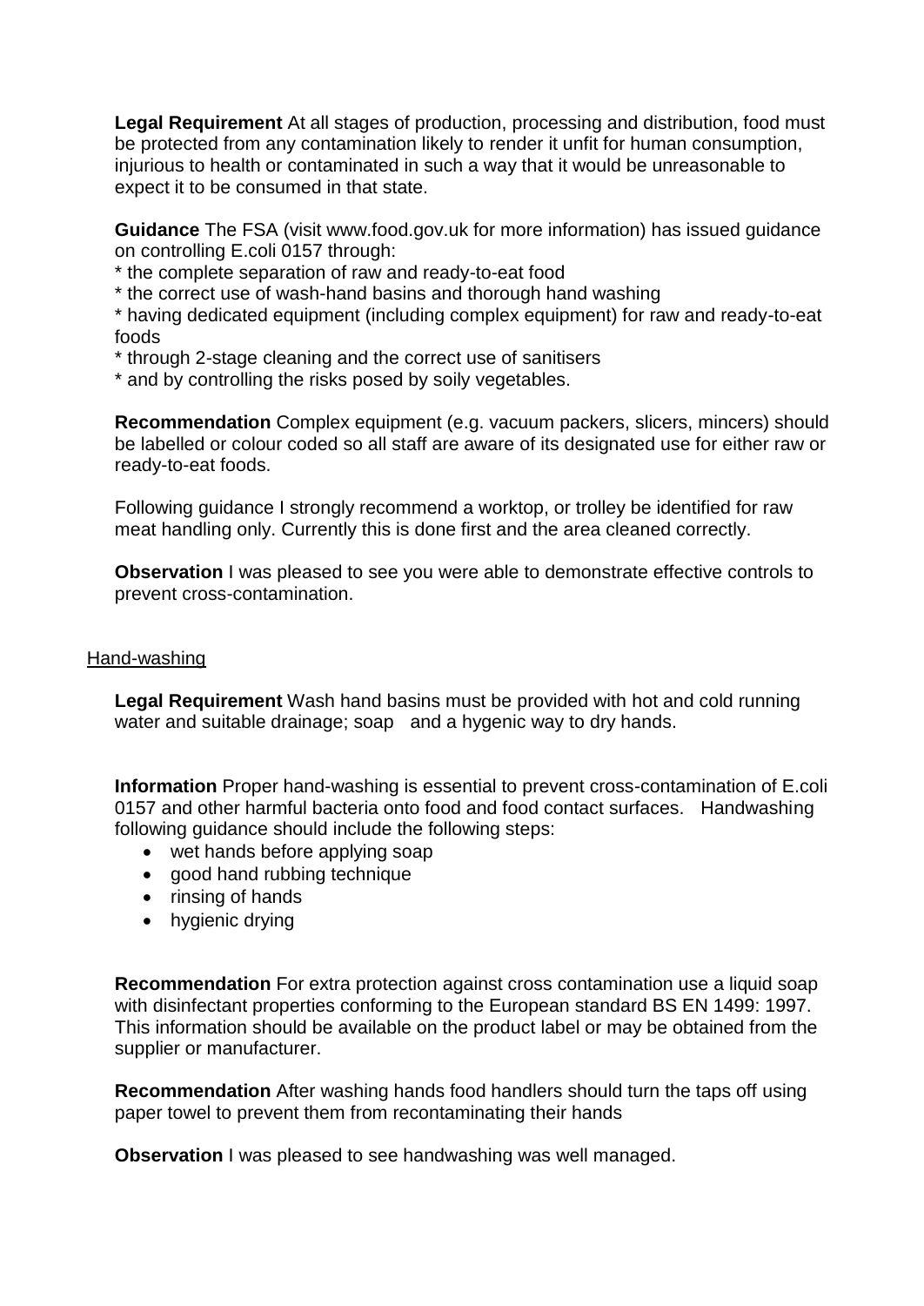**Legal Requirement** At all stages of production, processing and distribution, food must be protected from any contamination likely to render it unfit for human consumption, injurious to health or contaminated in such a way that it would be unreasonable to expect it to be consumed in that state.

**Guidance** The FSA (visit www.food.gov.uk for more information) has issued guidance on controlling E.coli 0157 through:

* the complete separation of raw and ready-to-eat food
* the correct use of wash-hand basins and thorough hand washing
* having dedicated equipment (including complex equipment) for raw and ready-to-eat foods
* through 2-stage cleaning and the correct use of sanitisers
* and by controlling the risks posed by soily vegetables.

**Recommendation** Complex equipment (e.g. vacuum packers, slicers, mincers) should be labelled or colour coded so all staff are aware of its designated use for either raw or ready-to-eat foods.

Following guidance I strongly recommend a worktop, or trolley be identified for raw meat handling only. Currently this is done first and the area cleaned correctly.

**Observation** I was pleased to see you were able to demonstrate effective controls to prevent cross-contamination.

Hand-washing

**Legal Requirement** Wash hand basins must be provided with hot and cold running water and suitable drainage; soap and a hygenic way to dry hands.

**Information** Proper hand-washing is essential to prevent cross-contamination of E.coli 0157 and other harmful bacteria onto food and food contact surfaces. Handwashing following guidance should include the following steps:

- wet hands before applying soap
- good hand rubbing technique
- rinsing of hands
- hygienic drying

**Recommendation** For extra protection against cross contamination use a liquid soap with disinfectant properties conforming to the European standard BS EN 1499: 1997. This information should be available on the product label or may be obtained from the supplier or manufacturer.

**Recommendation** After washing hands food handlers should turn the taps off using paper towel to prevent them from recontaminating their hands

**Observation** I was pleased to see handwashing was well managed.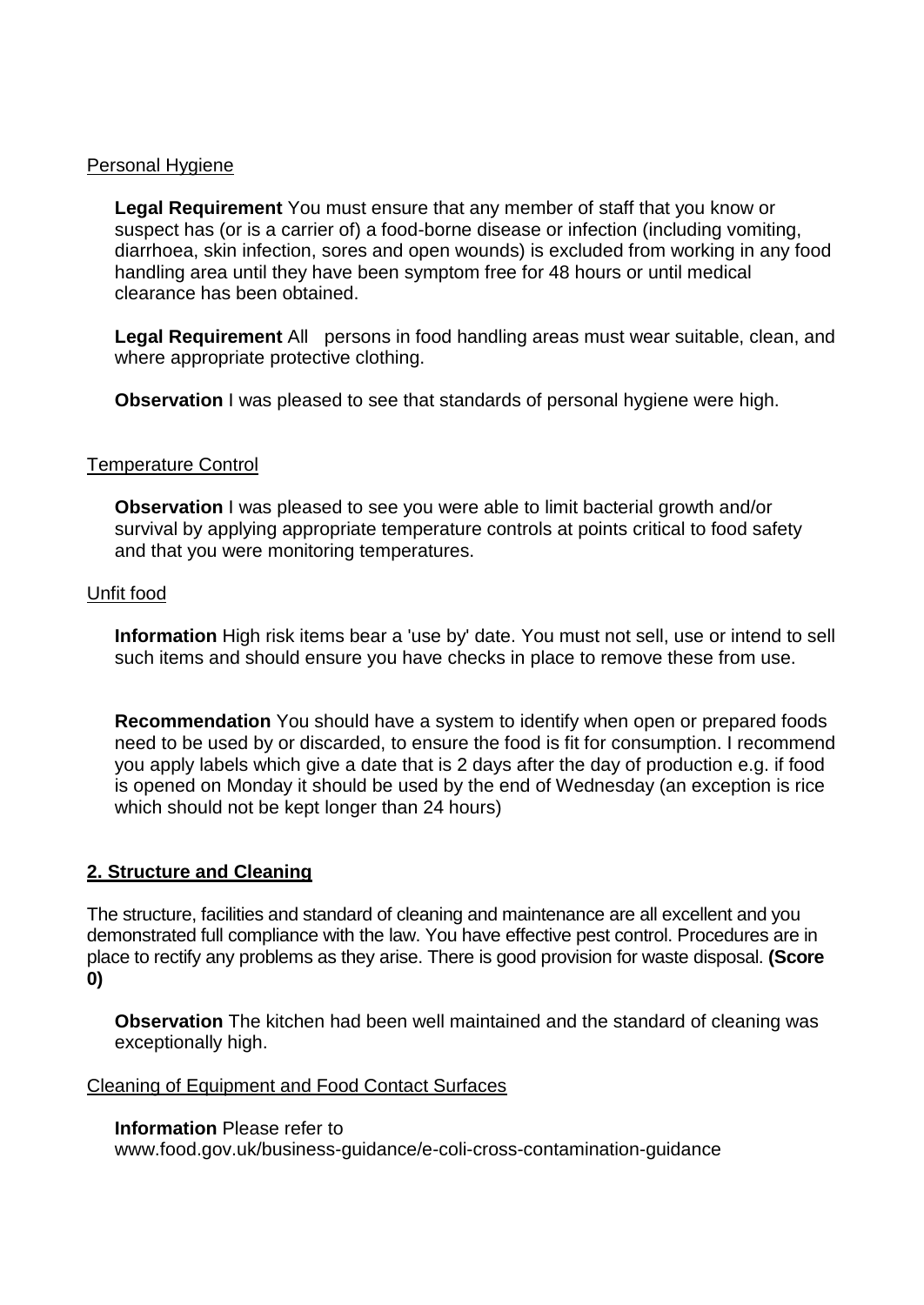Personal Hygiene

**Legal Requirement** You must ensure that any member of staff that you know or suspect has (or is a carrier of) a food-borne disease or infection (including vomiting, diarrhoea, skin infection, sores and open wounds) is excluded from working in any food handling area until they have been symptom free for 48 hours or until medical clearance has been obtained.

**Legal Requirement** All persons in food handling areas must wear suitable, clean, and where appropriate protective clothing.

**Observation** I was pleased to see that standards of personal hygiene were high.

Temperature Control

**Observation** I was pleased to see you were able to limit bacterial growth and/or survival by applying appropriate temperature controls at points critical to food safety and that you were monitoring temperatures.

Unfit food

**Information** High risk items bear a 'use by' date. You must not sell, use or intend to sell such items and should ensure you have checks in place to remove these from use.

**Recommendation** You should have a system to identify when open or prepared foods need to be used by or discarded, to ensure the food is fit for consumption. I recommend you apply labels which give a date that is 2 days after the day of production e.g. if food is opened on Monday it should be used by the end of Wednesday (an exception is rice which should not be kept longer than 24 hours)

## 2. Structure and Cleaning

The structure, facilities and standard of cleaning and maintenance are all excellent and you demonstrated full compliance with the law. You have effective pest control. Procedures are in place to rectify any problems as they arise. There is good provision for waste disposal. **(Score 0)**

**Observation** The kitchen had been well maintained and the standard of cleaning was exceptionally high.

Cleaning of Equipment and Food Contact Surfaces

**Information** Please refer to www.food.gov.uk/business-guidance/e-coli-cross-contamination-guidance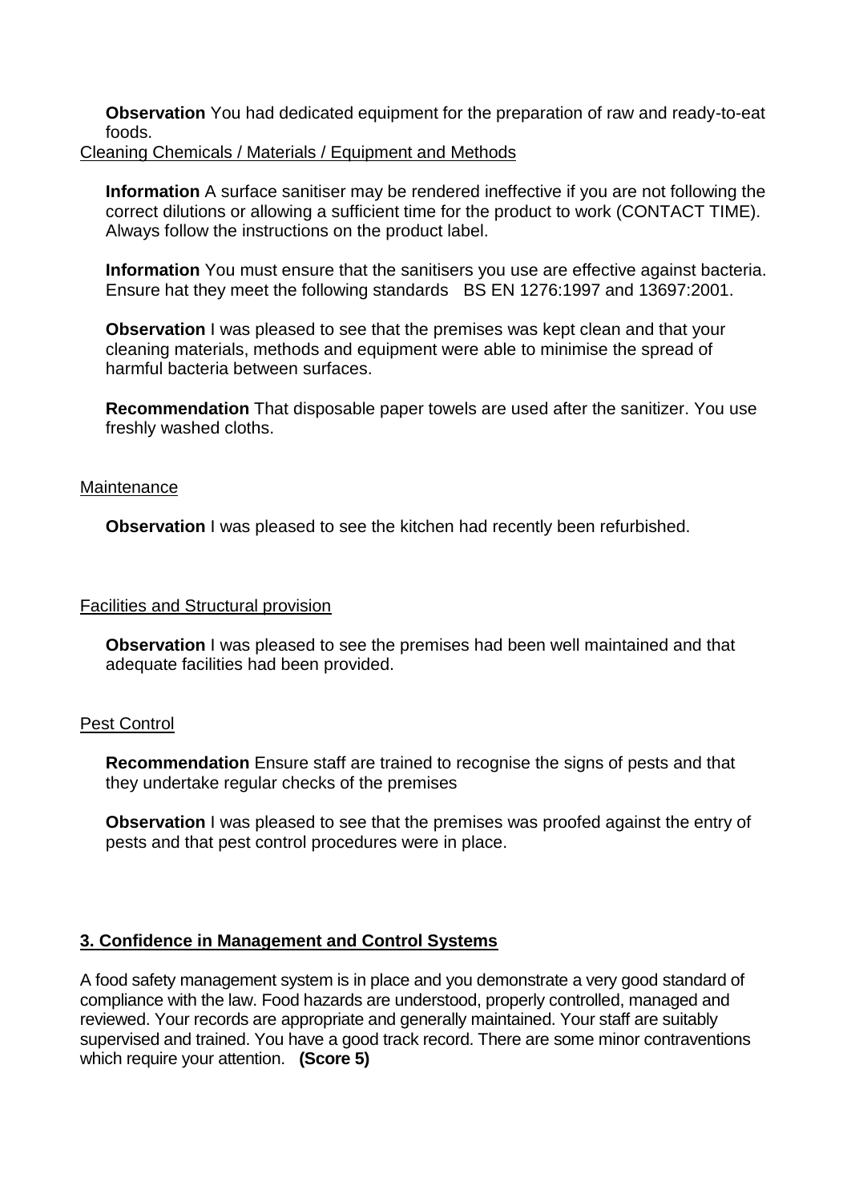**Observation** You had dedicated equipment for the preparation of raw and ready-to-eat foods.

Cleaning Chemicals / Materials / Equipment and Methods

**Information** A surface sanitiser may be rendered ineffective if you are not following the correct dilutions or allowing a sufficient time for the product to work (CONTACT TIME). Always follow the instructions on the product label.

**Information** You must ensure that the sanitisers you use are effective against bacteria. Ensure hat they meet the following standards BS EN 1276:1997 and 13697:2001.

**Observation** I was pleased to see that the premises was kept clean and that your cleaning materials, methods and equipment were able to minimise the spread of harmful bacteria between surfaces.

**Recommendation** That disposable paper towels are used after the sanitizer. You use freshly washed cloths.

Maintenance

**Observation** I was pleased to see the kitchen had recently been refurbished.

Facilities and Structural provision

**Observation** I was pleased to see the premises had been well maintained and that adequate facilities had been provided.

Pest Control

**Recommendation** Ensure staff are trained to recognise the signs of pests and that they undertake regular checks of the premises

**Observation** I was pleased to see that the premises was proofed against the entry of pests and that pest control procedures were in place.

## 3. Confidence in Management and Control Systems

A food safety management system is in place and you demonstrate a very good standard of compliance with the law. Food hazards are understood, properly controlled, managed and reviewed. Your records are appropriate and generally maintained. Your staff are suitably supervised and trained. You have a good track record. There are some minor contraventions which require your attention. **(Score 5)**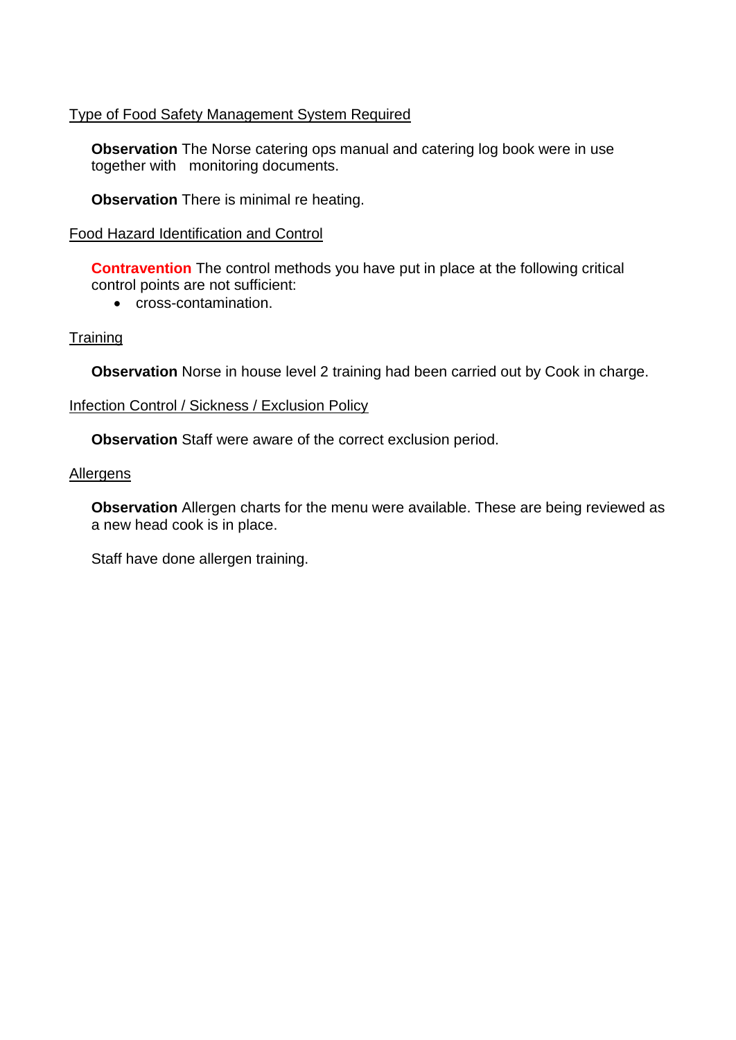Type of Food Safety Management System Required

**Observation** The Norse catering ops manual and catering log book were in use together with monitoring documents.

**Observation** There is minimal re heating.

Food Hazard Identification and Control

**Contravention** The control methods you have put in place at the following critical control points are not sufficient:

- cross-contamination.

Training

**Observation** Norse in house level 2 training had been carried out by Cook in charge.

Infection Control / Sickness / Exclusion Policy

**Observation** Staff were aware of the correct exclusion period.

Allergens

**Observation** Allergen charts for the menu were available. These are being reviewed as a new head cook is in place.

Staff have done allergen training.